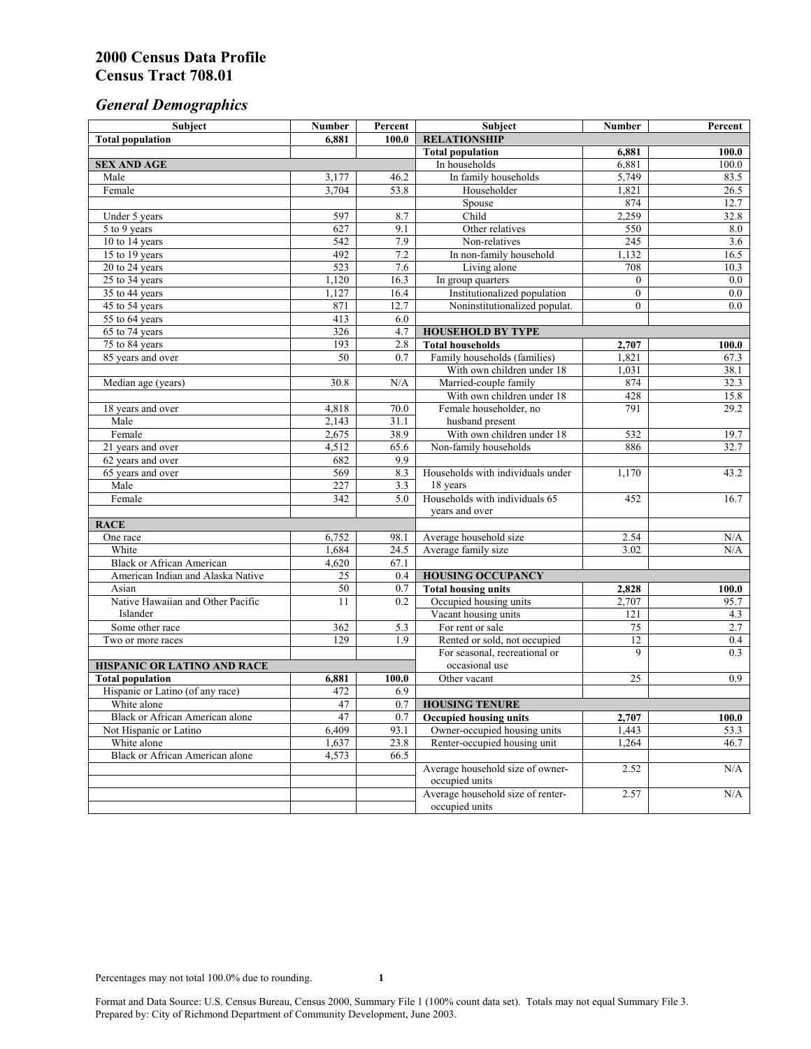# 2000 Census Data Profile
# Census Tract 708.01

## *General Demographics*

| Subject | Number | Percent | Subject | Number | Percent |
|---|---|---|---|---|---|
| **Total population** | **6,881** | **100.0** | **RELATIONSHIP** | | |
| | | | **Total population** | **6,881** | **100.0** |
| **SEX AND AGE** | | | In households | 6,881 | 100.0 |
| Male | 3,177 | 46.2 | In family households | 5,749 | 83.5 |
| Female | 3,704 | 53.8 | Householder | 1,821 | 26.5 |
| | | | Spouse | 874 | 12.7 |
| Under 5 years | 597 | 8.7 | Child | 2,259 | 32.8 |
| 5 to 9 years | 627 | 9.1 | Other relatives | 550 | 8.0 |
| 10 to 14 years | 542 | 7.9 | Non-relatives | 245 | 3.6 |
| 15 to 19 years | 492 | 7.2 | In non-family household | 1,132 | 16.5 |
| 20 to 24 years | 523 | 7.6 | Living alone | 708 | 10.3 |
| 25 to 34 years | 1,120 | 16.3 | In group quarters | 0 | 0.0 |
| 35 to 44 years | 1,127 | 16.4 | Institutionalized population | 0 | 0.0 |
| 45 to 54 years | 871 | 12.7 | Noninstitutionalized populat. | 0 | 0.0 |
| 55 to 64 years | 413 | 6.0 | | | |
| 65 to 74 years | 326 | 4.7 | **HOUSEHOLD BY TYPE** | | |
| 75 to 84 years | 193 | 2.8 | **Total households** | **2,707** | **100.0** |
| 85 years and over | 50 | 0.7 | Family households (families) | 1,821 | 67.3 |
| | | | With own children under 18 | 1,031 | 38.1 |
| Median age (years) | 30.8 | N/A | Married-couple family | 874 | 32.3 |
| | | | With own children under 18 | 428 | 15.8 |
| 18 years and over | 4,818 | 70.0 | Female householder, no husband present | 791 | 29.2 |
| Male | 2,143 | 31.1 | | | |
| Female | 2,675 | 38.9 | With own children under 18 | 532 | 19.7 |
| 21 years and over | 4,512 | 65.6 | Non-family households | 886 | 32.7 |
| 62 years and over | 682 | 9.9 | | | |
| 65 years and over | 569 | 8.3 | Households with individuals under 18 years | 1,170 | 43.2 |
| Male | 227 | 3.3 | | | |
| Female | 342 | 5.0 | Households with individuals 65 years and over | 452 | 16.7 |
| **RACE** | | | | | |
| One race | 6,752 | 98.1 | Average household size | 2.54 | N/A |
| White | 1,684 | 24.5 | Average family size | 3.02 | N/A |
| Black or African American | 4,620 | 67.1 | | | |
| American Indian and Alaska Native | 25 | 0.4 | **HOUSING OCCUPANCY** | | |
| Asian | 50 | 0.7 | **Total housing units** | **2,828** | **100.0** |
| Native Hawaiian and Other Pacific Islander | 11 | 0.2 | Occupied housing units | 2,707 | 95.7 |
| | | | Vacant housing units | 121 | 4.3 |
| Some other race | 362 | 5.3 | For rent or sale | 75 | 2.7 |
| Two or more races | 129 | 1.9 | Rented or sold, not occupied | 12 | 0.4 |
| | | | For seasonal, recreational or occasional use | 9 | 0.3 |
| **HISPANIC OR LATINO AND RACE** | | | | | |
| **Total population** | **6,881** | **100.0** | Other vacant | 25 | 0.9 |
| Hispanic or Latino (of any race) | 472 | 6.9 | | | |
| White alone | 47 | 0.7 | **HOUSING TENURE** | | |
| Black or African American alone | 47 | 0.7 | **Occupied housing units** | **2,707** | **100.0** |
| Not Hispanic or Latino | 6,409 | 93.1 | Owner-occupied housing units | 1,443 | 53.3 |
| White alone | 1,637 | 23.8 | Renter-occupied housing unit | 1,264 | 46.7 |
| Black or African American alone | 4,573 | 66.5 | | | |
| | | | Average household size of owner-occupied units | 2.52 | N/A |
| | | | Average household size of renter-occupied units | 2.57 | N/A |

Percentages may not total 100.0% due to rounding.

Format and Data Source: U.S. Census Bureau, Census 2000, Summary File 1 (100% count data set). Totals may not equal Summary File 3.
Prepared by: City of Richmond Department of Community Development, June 2003.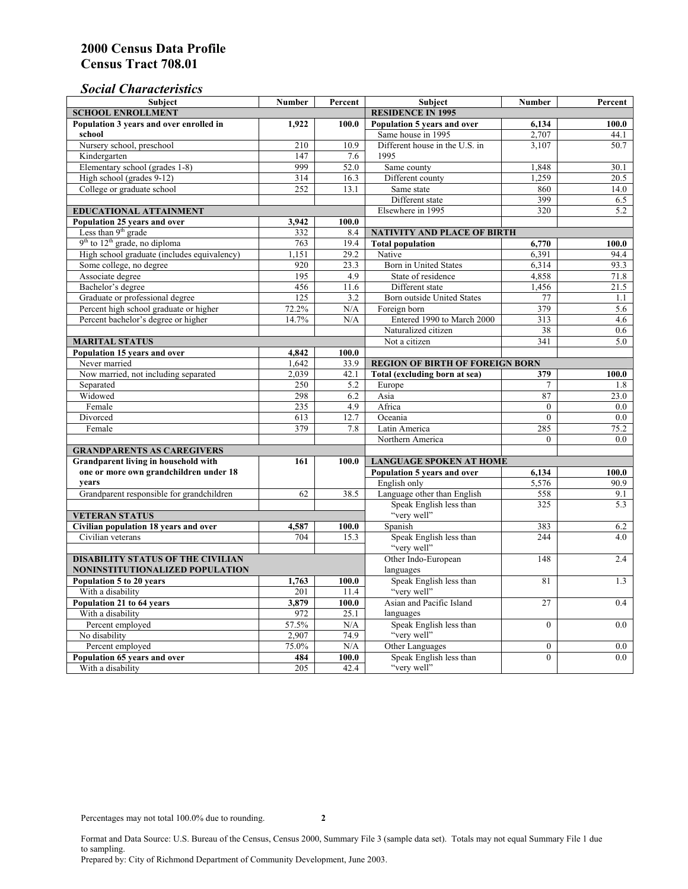# 2000 Census Data Profile
# Census Tract 708.01

## *Social Characteristics*

| Subject | Number | Percent |
|---|---|---|
| **SCHOOL ENROLLMENT** | | |
| **Population 3 years and over enrolled in school** | **1,922** | **100.0** |
| Nursery school, preschool | 210 | 10.9 |
| Kindergarten | 147 | 7.6 |
| Elementary school (grades 1-8) | 999 | 52.0 |
| High school (grades 9-12) | 314 | 16.3 |
| College or graduate school | 252 | 13.1 |
| **EDUCATIONAL ATTAINMENT** | | |
| **Population 25 years and over** | **3,942** | **100.0** |
| Less than 9th grade | 332 | 8.4 |
| 9th to 12th grade, no diploma | 763 | 19.4 |
| High school graduate (includes equivalency) | 1,151 | 29.2 |
| Some college, no degree | 920 | 23.3 |
| Associate degree | 195 | 4.9 |
| Bachelor's degree | 456 | 11.6 |
| Graduate or professional degree | 125 | 3.2 |
| Percent high school graduate or higher | 72.2% | N/A |
| Percent bachelor's degree or higher | 14.7% | N/A |
| **MARITAL STATUS** | | |
| **Population 15 years and over** | **4,842** | **100.0** |
| Never married | 1,642 | 33.9 |
| Now married, not including separated | 2,039 | 42.1 |
| Separated | 250 | 5.2 |
| Widowed | 298 | 6.2 |
| Female | 235 | 4.9 |
| Divorced | 613 | 12.7 |
| Female | 379 | 7.8 |
| **GRANDPARENTS AS CAREGIVERS** | | |
| **Grandparent living in household with one or more own grandchildren under 18 years** | **161** | **100.0** |
| Grandparent responsible for grandchildren | 62 | 38.5 |
| **VETERAN STATUS** | | |
| **Civilian population 18 years and over** | **4,587** | **100.0** |
| Civilian veterans | 704 | 15.3 |
| **DISABILITY STATUS OF THE CIVILIAN NONINSTITUTIONALIZED POPULATION** | | |
| **Population 5 to 20 years** | **1,763** | **100.0** |
| With a disability | 201 | 11.4 |
| **Population 21 to 64 years** | **3,879** | **100.0** |
| With a disability | 972 | 25.1 |
| Percent employed | 57.5% | N/A |
| No disability | 2,907 | 74.9 |
| Percent employed | 75.0% | N/A |
| **Population 65 years and over** | **484** | **100.0** |
| With a disability | 205 | 42.4 |

| Subject | Number | Percent |
|---|---|---|
| **RESIDENCE IN 1995** | | |
| **Population 5 years and over** | **6,134** | **100.0** |
| Same house in 1995 | 2,707 | 44.1 |
| Different house in the U.S. in 1995 | 3,107 | 50.7 |
| Same county | 1,848 | 30.1 |
| Different county | 1,259 | 20.5 |
| Same state | 860 | 14.0 |
| Different state | 399 | 6.5 |
| Elsewhere in 1995 | 320 | 5.2 |
| **NATIVITY AND PLACE OF BIRTH** | | |
| **Total population** | **6,770** | **100.0** |
| Native | 6,391 | 94.4 |
| Born in United States | 6,314 | 93.3 |
| State of residence | 4,858 | 71.8 |
| Different state | 1,456 | 21.5 |
| Born outside United States | 77 | 1.1 |
| Foreign born | 379 | 5.6 |
| Entered 1990 to March 2000 | 313 | 4.6 |
| Naturalized citizen | 38 | 0.6 |
| Not a citizen | 341 | 5.0 |
| **REGION OF BIRTH OF FOREIGN BORN** | | |
| **Total (excluding born at sea)** | **379** | **100.0** |
| Europe | 7 | 1.8 |
| Asia | 87 | 23.0 |
| Africa | 0 | 0.0 |
| Oceania | 0 | 0.0 |
| Latin America | 285 | 75.2 |
| Northern America | 0 | 0.0 |
| **LANGUAGE SPOKEN AT HOME** | | |
| **Population 5 years and over** | **6,134** | **100.0** |
| English only | 5,576 | 90.9 |
| Language other than English | 558 | 9.1 |
| Speak English less than "very well" | 325 | 5.3 |
| Spanish | 383 | 6.2 |
| Speak English less than "very well" | 244 | 4.0 |
| Other Indo-European languages | 148 | 2.4 |
| Speak English less than "very well" | 81 | 1.3 |
| Asian and Pacific Island languages | 27 | 0.4 |
| Speak English less than "very well" | 0 | 0.0 |
| Other Languages | 0 | 0.0 |
| Speak English less than "very well" | 0 | 0.0 |

Percentages may not total 100.0% due to rounding.

Format and Data Source: U.S. Bureau of the Census, Census 2000, Summary File 3 (sample data set). Totals may not equal Summary File 1 due to sampling.
Prepared by: City of Richmond Department of Community Development, June 2003.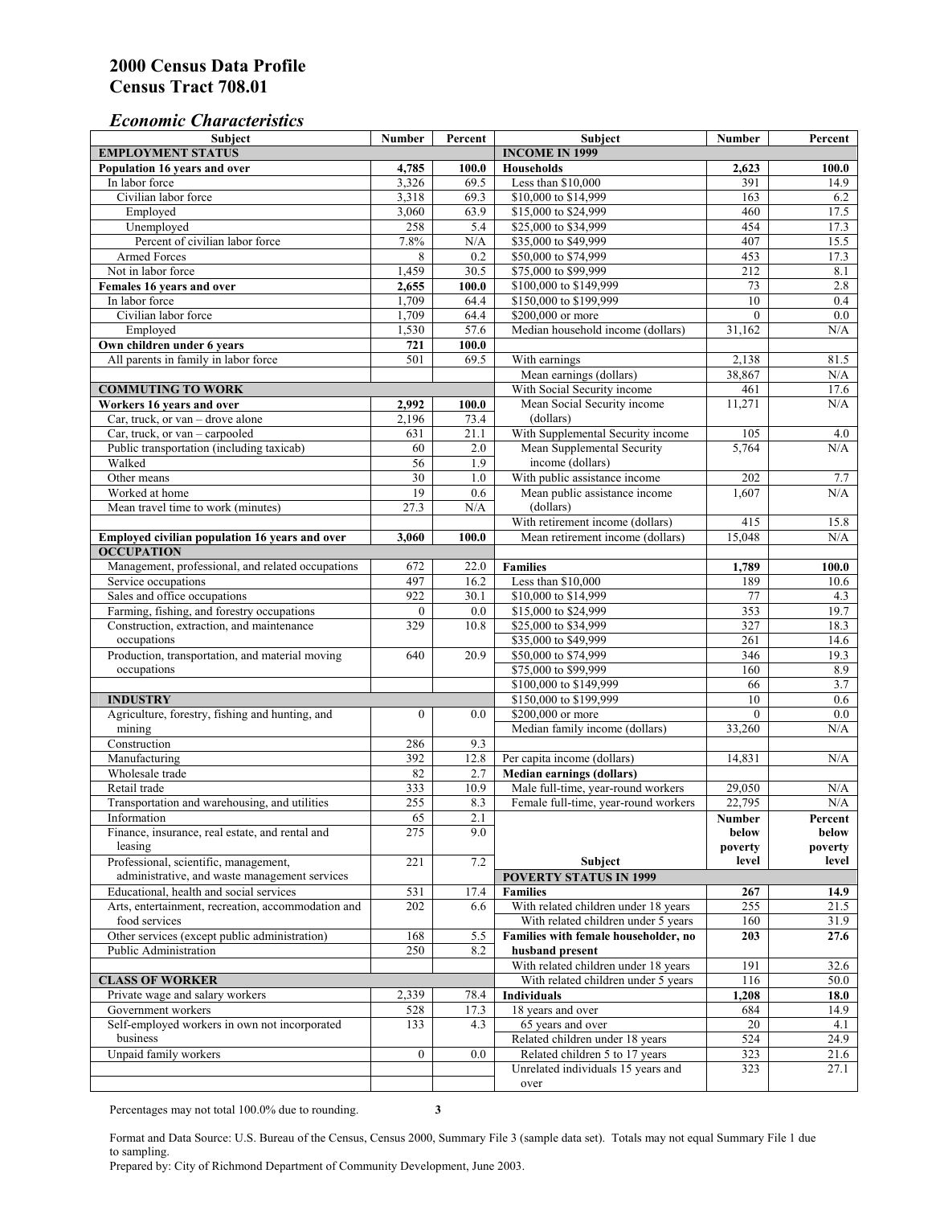# 2000 Census Data Profile
# Census Tract 708.01

## *Economic Characteristics*

| Subject | Number | Percent |
|---|---|---|
| **EMPLOYMENT STATUS** | | |
| **Population 16 years and over** | **4,785** | **100.0** |
| In labor force | 3,326 | 69.5 |
| Civilian labor force | 3,318 | 69.3 |
| Employed | 3,060 | 63.9 |
| Unemployed | 258 | 5.4 |
| Percent of civilian labor force | 7.8% | N/A |
| Armed Forces | 8 | 0.2 |
| Not in labor force | 1,459 | 30.5 |
| **Females 16 years and over** | **2,655** | **100.0** |
| In labor force | 1,709 | 64.4 |
| Civilian labor force | 1,709 | 64.4 |
| Employed | 1,530 | 57.6 |
| **Own children under 6 years** | **721** | **100.0** |
| All parents in family in labor force | 501 | 69.5 |
| **COMMUTING TO WORK** | | |
| **Workers 16 years and over** | **2,992** | **100.0** |
| Car, truck, or van – drove alone | 2,196 | 73.4 |
| Car, truck, or van – carpooled | 631 | 21.1 |
| Public transportation (including taxicab) | 60 | 2.0 |
| Walked | 56 | 1.9 |
| Other means | 30 | 1.0 |
| Worked at home | 19 | 0.6 |
| Mean travel time to work (minutes) | 27.3 | N/A |
| **Employed civilian population 16 years and over** | **3,060** | **100.0** |
| **OCCUPATION** | | |
| Management, professional, and related occupations | 672 | 22.0 |
| Service occupations | 497 | 16.2 |
| Sales and office occupations | 922 | 30.1 |
| Farming, fishing, and forestry occupations | 0 | 0.0 |
| Construction, extraction, and maintenance occupations | 329 | 10.8 |
| Production, transportation, and material moving occupations | 640 | 20.9 |
| **INDUSTRY** | | |
| Agriculture, forestry, fishing and hunting, and mining | 0 | 0.0 |
| Construction | 286 | 9.3 |
| Manufacturing | 392 | 12.8 |
| Wholesale trade | 82 | 2.7 |
| Retail trade | 333 | 10.9 |
| Transportation and warehousing, and utilities | 255 | 8.3 |
| Information | 65 | 2.1 |
| Finance, insurance, real estate, and rental and leasing | 275 | 9.0 |
| Professional, scientific, management, administrative, and waste management services | 221 | 7.2 |
| Educational, health and social services | 531 | 17.4 |
| Arts, entertainment, recreation, accommodation and food services | 202 | 6.6 |
| Other services (except public administration) | 168 | 5.5 |
| Public Administration | 250 | 8.2 |
| **CLASS OF WORKER** | | |
| Private wage and salary workers | 2,339 | 78.4 |
| Government workers | 528 | 17.3 |
| Self-employed workers in own not incorporated business | 133 | 4.3 |
| Unpaid family workers | 0 | 0.0 |

| Subject | Number | Percent |
|---|---|---|
| **INCOME IN 1999** | | |
| **Households** | **2,623** | **100.0** |
| Less than $10,000 | 391 | 14.9 |
| $10,000 to $14,999 | 163 | 6.2 |
| $15,000 to $24,999 | 460 | 17.5 |
| $25,000 to $34,999 | 454 | 17.3 |
| $35,000 to $49,999 | 407 | 15.5 |
| $50,000 to $74,999 | 453 | 17.3 |
| $75,000 to $99,999 | 212 | 8.1 |
| $100,000 to $149,999 | 73 | 2.8 |
| $150,000 to $199,999 | 10 | 0.4 |
| $200,000 or more | 0 | 0.0 |
| Median household income (dollars) | 31,162 | N/A |
| With earnings | 2,138 | 81.5 |
| Mean earnings (dollars) | 38,867 | N/A |
| With Social Security income | 461 | 17.6 |
| Mean Social Security income (dollars) | 11,271 | N/A |
| With Supplemental Security income | 105 | 4.0 |
| Mean Supplemental Security income (dollars) | 5,764 | N/A |
| With public assistance income | 202 | 7.7 |
| Mean public assistance income (dollars) | 1,607 | N/A |
| With retirement income (dollars) | 415 | 15.8 |
| Mean retirement income (dollars) | 15,048 | N/A |
| **Families** | **1,789** | **100.0** |
| Less than $10,000 | 189 | 10.6 |
| $10,000 to $14,999 | 77 | 4.3 |
| $15,000 to $24,999 | 353 | 19.7 |
| $25,000 to $34,999 | 327 | 18.3 |
| $35,000 to $49,999 | 261 | 14.6 |
| $50,000 to $74,999 | 346 | 19.3 |
| $75,000 to $99,999 | 160 | 8.9 |
| $100,000 to $149,999 | 66 | 3.7 |
| $150,000 to $199,999 | 10 | 0.6 |
| $200,000 or more | 0 | 0.0 |
| Median family income (dollars) | 33,260 | N/A |
| Per capita income (dollars) | 14,831 | N/A |
| **Median earnings (dollars)** | | |
| Male full-time, year-round workers | 29,050 | N/A |
| Female full-time, year-round workers | 22,795 | N/A |

| Subject | Number below poverty level | Percent below poverty level |
|---|---|---|
| **POVERTY STATUS IN 1999** | | |
| **Families** | **267** | **14.9** |
| With related children under 18 years | 255 | 21.5 |
| With related children under 5 years | 160 | 31.9 |
| **Families with female householder, no husband present** | **203** | **27.6** |
| With related children under 18 years | 191 | 32.6 |
| With related children under 5 years | 116 | 50.0 |
| **Individuals** | **1,208** | **18.0** |
| 18 years and over | 684 | 14.9 |
| 65 years and over | 20 | 4.1 |
| Related children under 18 years | 524 | 24.9 |
| Related children 5 to 17 years | 323 | 21.6 |
| Unrelated individuals 15 years and over | 323 | 27.1 |

Percentages may not total 100.0% due to rounding.

Format and Data Source: U.S. Bureau of the Census, Census 2000, Summary File 3 (sample data set). Totals may not equal Summary File 1 due to sampling.
Prepared by: City of Richmond Department of Community Development, June 2003.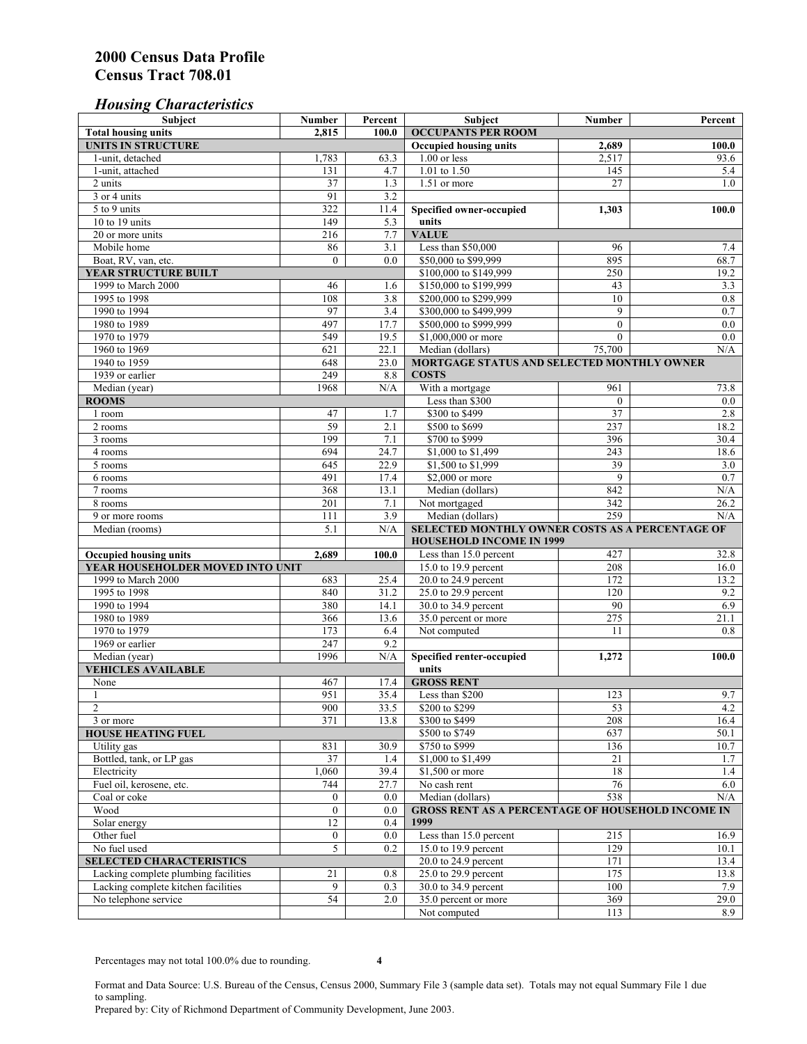# 2000 Census Data Profile
# Census Tract 708.01

## *Housing Characteristics*

| Subject | Number | Percent | Subject | Number | Percent |
|---|---|---|---|---|---|
| **Total housing units** | **2,815** | **100.0** | **OCCUPANTS PER ROOM** | | |
| **UNITS IN STRUCTURE** | | | **Occupied housing units** | **2,689** | **100.0** |
| 1-unit, detached | 1,783 | 63.3 | 1.00 or less | 2,517 | 93.6 |
| 1-unit, attached | 131 | 4.7 | 1.01 to 1.50 | 145 | 5.4 |
| 2 units | 37 | 1.3 | 1.51 or more | 27 | 1.0 |
| 3 or 4 units | 91 | 3.2 | | | |
| 5 to 9 units | 322 | 11.4 | **Specified owner-occupied units** | **1,303** | **100.0** |
| 10 to 19 units | 149 | 5.3 | | | |
| 20 or more units | 216 | 7.7 | **VALUE** | | |
| Mobile home | 86 | 3.1 | Less than $50,000 | 96 | 7.4 |
| Boat, RV, van, etc. | 0 | 0.0 | $50,000 to $99,999 | 895 | 68.7 |
| **YEAR STRUCTURE BUILT** | | | $100,000 to $149,999 | 250 | 19.2 |
| 1999 to March 2000 | 46 | 1.6 | $150,000 to $199,999 | 43 | 3.3 |
| 1995 to 1998 | 108 | 3.8 | $200,000 to $299,999 | 10 | 0.8 |
| 1990 to 1994 | 97 | 3.4 | $300,000 to $499,999 | 9 | 0.7 |
| 1980 to 1989 | 497 | 17.7 | $500,000 to $999,999 | 0 | 0.0 |
| 1970 to 1979 | 549 | 19.5 | $1,000,000 or more | 0 | 0.0 |
| 1960 to 1969 | 621 | 22.1 | Median (dollars) | 75,700 | N/A |
| 1940 to 1959 | 648 | 23.0 | **MORTGAGE STATUS AND SELECTED MONTHLY OWNER COSTS** | | |
| 1939 or earlier | 249 | 8.8 | | | |
| Median (year) | 1968 | N/A | With a mortgage | 961 | 73.8 |
| **ROOMS** | | | Less than $300 | 0 | 0.0 |
| 1 room | 47 | 1.7 | $300 to $499 | 37 | 2.8 |
| 2 rooms | 59 | 2.1 | $500 to $699 | 237 | 18.2 |
| 3 rooms | 199 | 7.1 | $700 to $999 | 396 | 30.4 |
| 4 rooms | 694 | 24.7 | $1,000 to $1,499 | 243 | 18.6 |
| 5 rooms | 645 | 22.9 | $1,500 to $1,999 | 39 | 3.0 |
| 6 rooms | 491 | 17.4 | $2,000 or more | 9 | 0.7 |
| 7 rooms | 368 | 13.1 | Median (dollars) | 842 | N/A |
| 8 rooms | 201 | 7.1 | Not mortgaged | 342 | 26.2 |
| 9 or more rooms | 111 | 3.9 | Median (dollars) | 259 | N/A |
| Median (rooms) | 5.1 | N/A | **SELECTED MONTHLY OWNER COSTS AS A PERCENTAGE OF HOUSEHOLD INCOME IN 1999** | | |
| | | | | | |
| **Occupied housing units** | **2,689** | **100.0** | Less than 15.0 percent | 427 | 32.8 |
| **YEAR HOUSEHOLDER MOVED INTO UNIT** | | | 15.0 to 19.9 percent | 208 | 16.0 |
| 1999 to March 2000 | 683 | 25.4 | 20.0 to 24.9 percent | 172 | 13.2 |
| 1995 to 1998 | 840 | 31.2 | 25.0 to 29.9 percent | 120 | 9.2 |
| 1990 to 1994 | 380 | 14.1 | 30.0 to 34.9 percent | 90 | 6.9 |
| 1980 to 1989 | 366 | 13.6 | 35.0 percent or more | 275 | 21.1 |
| 1970 to 1979 | 173 | 6.4 | Not computed | 11 | 0.8 |
| 1969 or earlier | 247 | 9.2 | | | |
| Median (year) | 1996 | N/A | **Specified renter-occupied units** | **1,272** | **100.0** |
| **VEHICLES AVAILABLE** | | | | | |
| None | 467 | 17.4 | **GROSS RENT** | | |
| 1 | 951 | 35.4 | Less than $200 | 123 | 9.7 |
| 2 | 900 | 33.5 | $200 to $299 | 53 | 4.2 |
| 3 or more | 371 | 13.8 | $300 to $499 | 208 | 16.4 |
| **HOUSE HEATING FUEL** | | | $500 to $749 | 637 | 50.1 |
| Utility gas | 831 | 30.9 | $750 to $999 | 136 | 10.7 |
| Bottled, tank, or LP gas | 37 | 1.4 | $1,000 to $1,499 | 21 | 1.7 |
| Electricity | 1,060 | 39.4 | $1,500 or more | 18 | 1.4 |
| Fuel oil, kerosene, etc. | 744 | 27.7 | No cash rent | 76 | 6.0 |
| Coal or coke | 0 | 0.0 | Median (dollars) | 538 | N/A |
| Wood | 0 | 0.0 | **GROSS RENT AS A PERCENTAGE OF HOUSEHOLD INCOME IN 1999** | | |
| Solar energy | 12 | 0.4 | | | |
| Other fuel | 0 | 0.0 | Less than 15.0 percent | 215 | 16.9 |
| No fuel used | 5 | 0.2 | 15.0 to 19.9 percent | 129 | 10.1 |
| **SELECTED CHARACTERISTICS** | | | 20.0 to 24.9 percent | 171 | 13.4 |
| Lacking complete plumbing facilities | 21 | 0.8 | 25.0 to 29.9 percent | 175 | 13.8 |
| Lacking complete kitchen facilities | 9 | 0.3 | 30.0 to 34.9 percent | 100 | 7.9 |
| No telephone service | 54 | 2.0 | 35.0 percent or more | 369 | 29.0 |
| | | | Not computed | 113 | 8.9 |

Percentages may not total 100.0% due to rounding.

Format and Data Source: U.S. Bureau of the Census, Census 2000, Summary File 3 (sample data set). Totals may not equal Summary File 1 due to sampling.
Prepared by: City of Richmond Department of Community Development, June 2003.